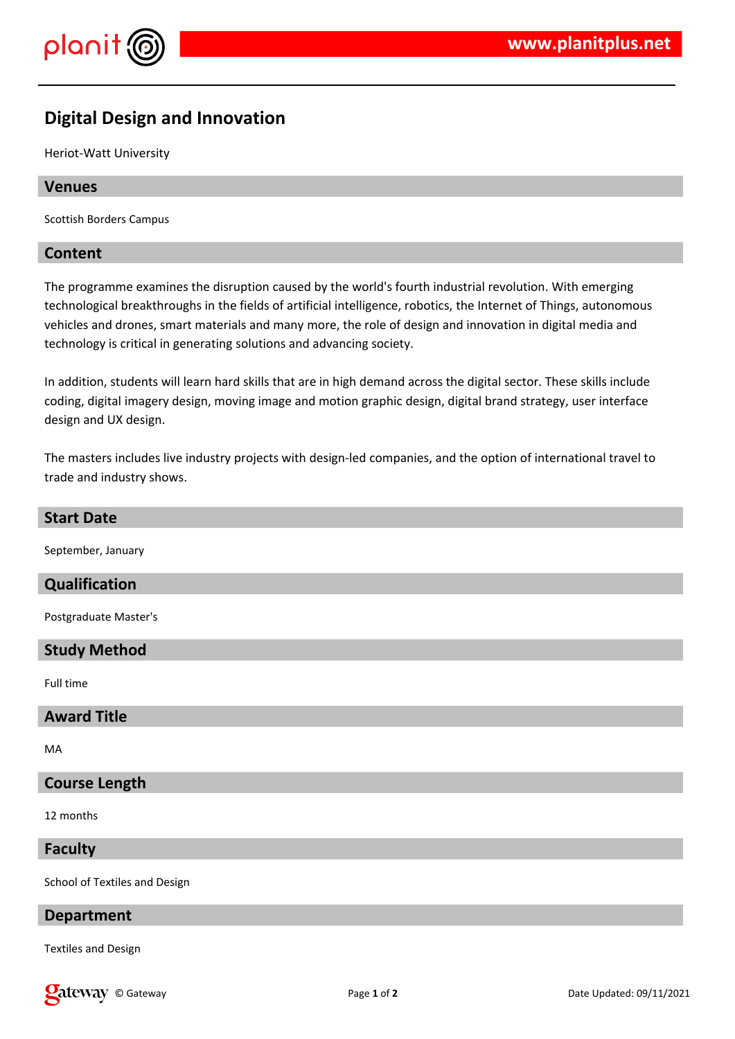# Digital Design and Innovation

Heriot-Watt University

## Venues

Scottish Borders Campus

## Content

The programme examines the disruption caused by the world's fourth industrial revolution. With emerging technological breakthroughs in the fields of artificial intelligence, robotics, the Internet of Things, autonomous vehicles and drones, smart materials and many more, the role of design and innovation in digital media and technology is critical in generating solutions and advancing society.

In addition, students will learn hard skills that are in high demand across the digital sector. These skills include coding, digital imagery design, moving image and motion graphic design, digital brand strategy, user interface design and UX design.

The masters includes live industry projects with design-led companies, and the option of international travel to trade and industry shows.

## Start Date

September, January

## Qualification

Postgraduate Master's

## Study Method

Full time

## Award Title

MA

## Course Length

12 months

## Faculty

School of Textiles and Design

## Department

Textiles and Design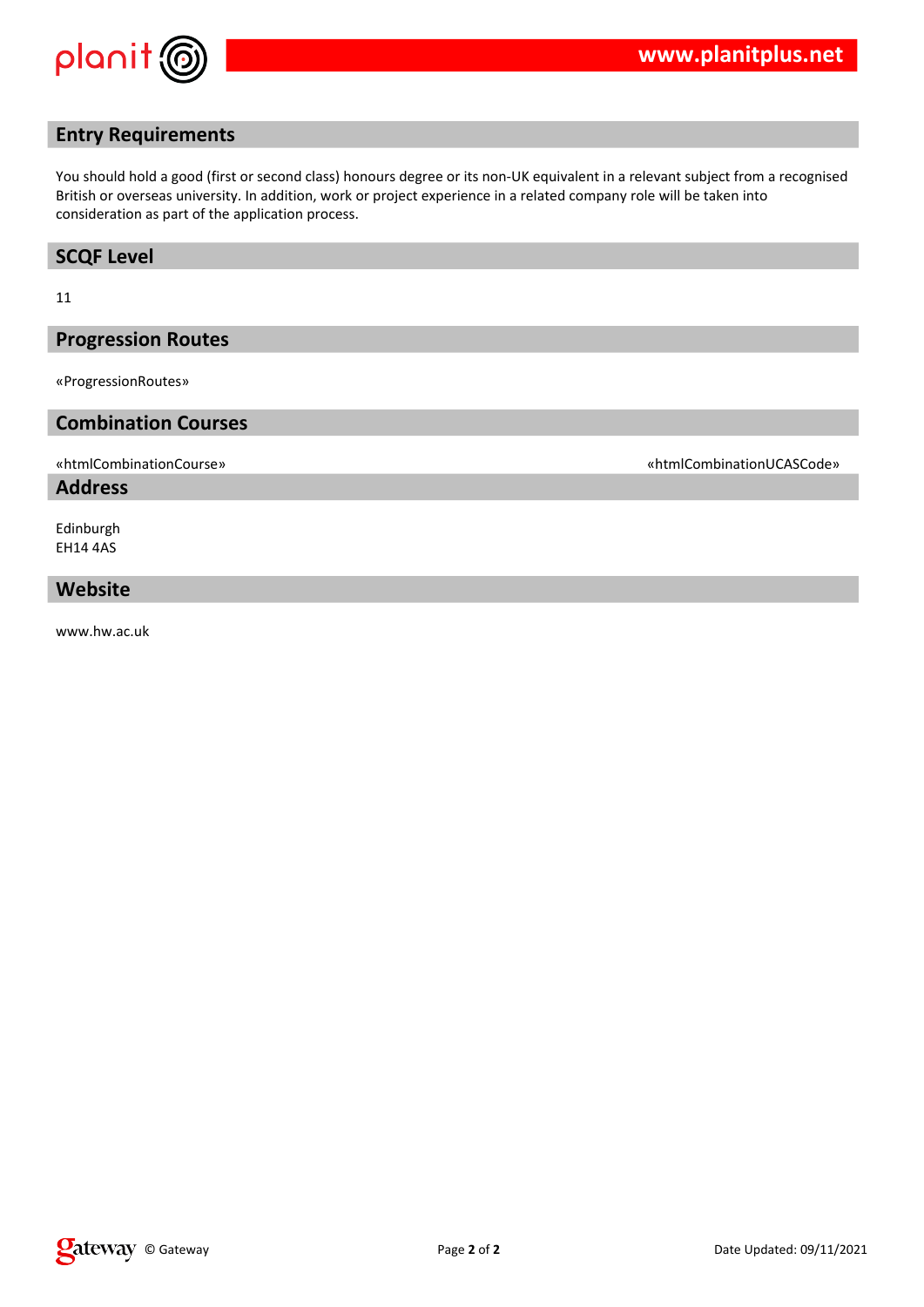## Entry Requirements

You should hold a good (first or second class) honours degree or its non-UK equivalent in a relevant subject from a recognised British or overseas university. In addition, work or project experience in a related company role will be taken into consideration as part of the application process.

## SCQF Level

11

## Progression Routes

«ProgressionRoutes»

## Combination Courses

«htmlCombinationCourse» «htmlCombinationUCASCode»

## Address

Edinburgh
EH14 4AS

## Website

www.hw.ac.uk